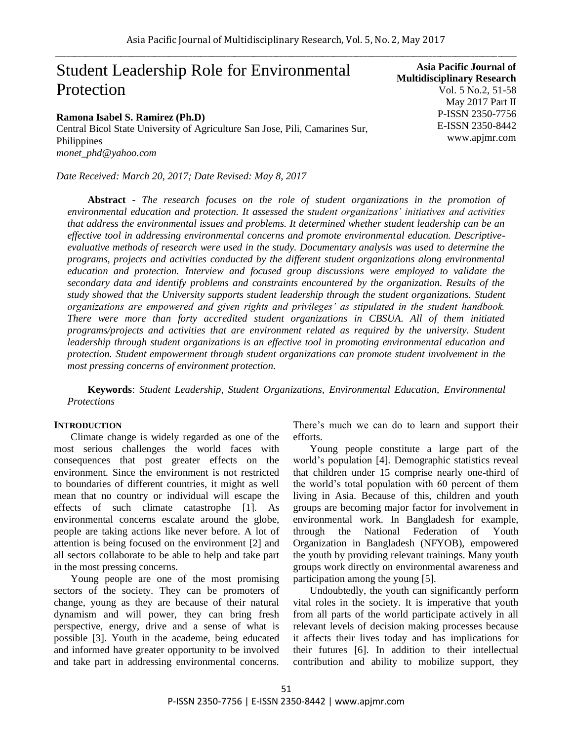# Student Leadership Role for Environmental Protection

**Asia Pacific Journal of Multidisciplinary Research**
Vol. 5 No.2, 51-58
May 2017 Part II
P-ISSN 2350-7756
E-ISSN 2350-8442
www.apjmr.com

**Ramona Isabel S. Ramirez (Ph.D)**
Central Bicol State University of Agriculture San Jose, Pili, Camarines Sur, Philippines
*monet_phd@yahoo.com*

*Date Received: March 20, 2017; Date Revised: May 8, 2017*

**Abstract -** *The research focuses on the role of student organizations in the promotion of environmental education and protection. It assessed the student organizations' initiatives and activities that address the environmental issues and problems. It determined whether student leadership can be an effective tool in addressing environmental concerns and promote environmental education. Descriptive-evaluative methods of research were used in the study. Documentary analysis was used to determine the programs, projects and activities conducted by the different student organizations along environmental education and protection. Interview and focused group discussions were employed to validate the secondary data and identify problems and constraints encountered by the organization. Results of the study showed that the University supports student leadership through the student organizations. Student organizations are empowered and given rights and privileges' as stipulated in the student handbook. There were more than forty accredited student organizations in CBSUA. All of them initiated programs/projects and activities that are environment related as required by the university. Student leadership through student organizations is an effective tool in promoting environmental education and protection. Student empowerment through student organizations can promote student involvement in the most pressing concerns of environment protection.*

**Keywords**: *Student Leadership, Student Organizations, Environmental Education, Environmental Protections*

## INTRODUCTION

Climate change is widely regarded as one of the most serious challenges the world faces with consequences that post greater effects on the environment. Since the environment is not restricted to boundaries of different countries, it might as well mean that no country or individual will escape the effects of such climate catastrophe [1]. As environmental concerns escalate around the globe, people are taking actions like never before. A lot of attention is being focused on the environment [2] and all sectors collaborate to be able to help and take part in the most pressing concerns.

Young people are one of the most promising sectors of the society. They can be promoters of change, young as they are because of their natural dynamism and will power, they can bring fresh perspective, energy, drive and a sense of what is possible [3]. Youth in the academe, being educated and informed have greater opportunity to be involved and take part in addressing environmental concerns. There's much we can do to learn and support their efforts.

Young people constitute a large part of the world's population [4]. Demographic statistics reveal that children under 15 comprise nearly one-third of the world's total population with 60 percent of them living in Asia. Because of this, children and youth groups are becoming major factor for involvement in environmental work. In Bangladesh for example, through the National Federation of Youth Organization in Bangladesh (NFYOB), empowered the youth by providing relevant trainings. Many youth groups work directly on environmental awareness and participation among the young [5].

Undoubtedly, the youth can significantly perform vital roles in the society. It is imperative that youth from all parts of the world participate actively in all relevant levels of decision making processes because it affects their lives today and has implications for their futures [6]. In addition to their intellectual contribution and ability to mobilize support, they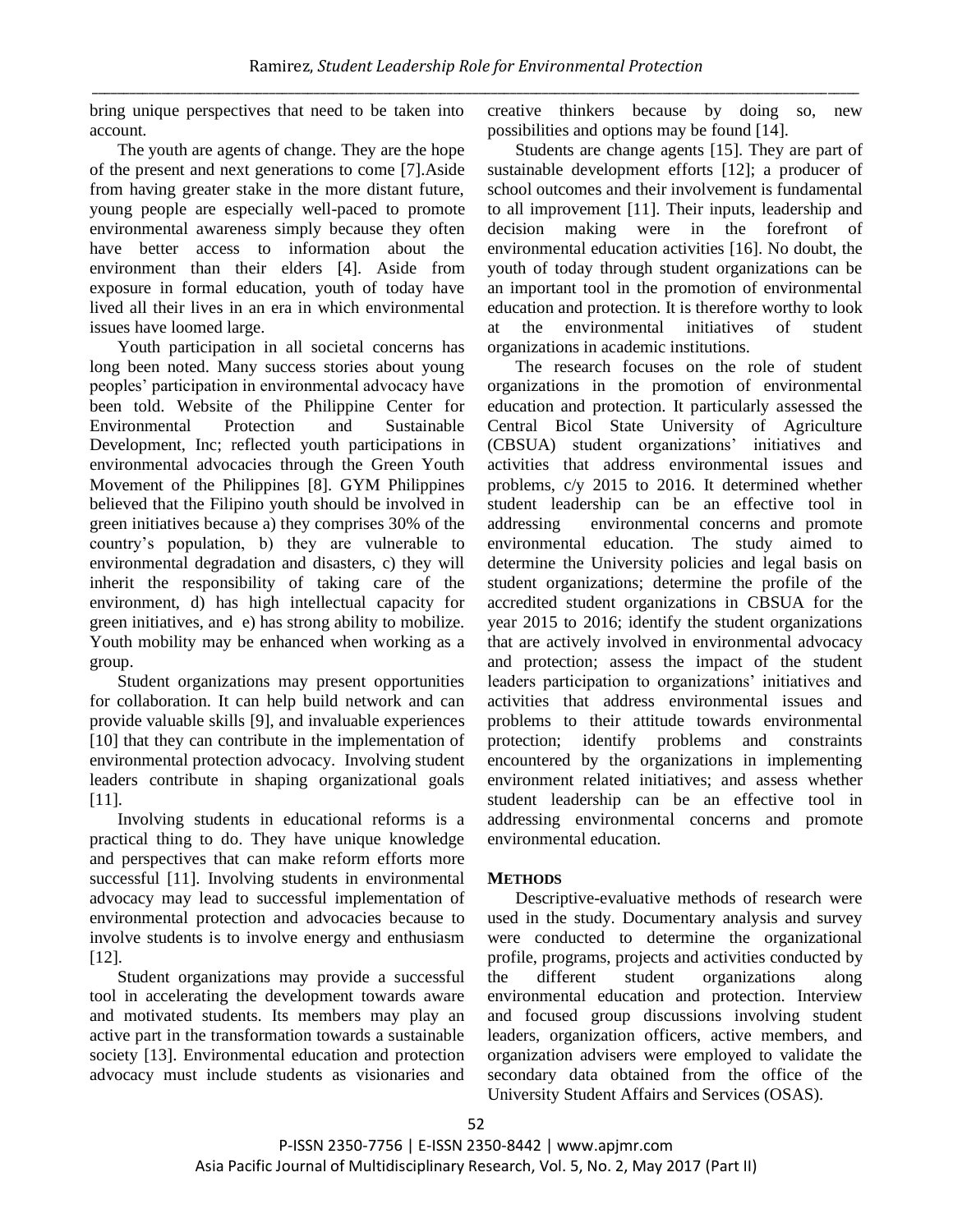bring unique perspectives that need to be taken into account.

The youth are agents of change. They are the hope of the present and next generations to come [7].Aside from having greater stake in the more distant future, young people are especially well-paced to promote environmental awareness simply because they often have better access to information about the environment than their elders [4]. Aside from exposure in formal education, youth of today have lived all their lives in an era in which environmental issues have loomed large.

Youth participation in all societal concerns has long been noted. Many success stories about young peoples' participation in environmental advocacy have been told. Website of the Philippine Center for Environmental Protection and Sustainable Development, Inc; reflected youth participations in environmental advocacies through the Green Youth Movement of the Philippines [8]. GYM Philippines believed that the Filipino youth should be involved in green initiatives because a) they comprises 30% of the country's population, b) they are vulnerable to environmental degradation and disasters, c) they will inherit the responsibility of taking care of the environment, d) has high intellectual capacity for green initiatives, and e) has strong ability to mobilize. Youth mobility may be enhanced when working as a group.

Student organizations may present opportunities for collaboration. It can help build network and can provide valuable skills [9], and invaluable experiences [10] that they can contribute in the implementation of environmental protection advocacy. Involving student leaders contribute in shaping organizational goals [11].

Involving students in educational reforms is a practical thing to do. They have unique knowledge and perspectives that can make reform efforts more successful [11]. Involving students in environmental advocacy may lead to successful implementation of environmental protection and advocacies because to involve students is to involve energy and enthusiasm [12].

Student organizations may provide a successful tool in accelerating the development towards aware and motivated students. Its members may play an active part in the transformation towards a sustainable society [13]. Environmental education and protection advocacy must include students as visionaries and creative thinkers because by doing so, new possibilities and options may be found [14].

Students are change agents [15]. They are part of sustainable development efforts [12]; a producer of school outcomes and their involvement is fundamental to all improvement [11]. Their inputs, leadership and decision making were in the forefront of environmental education activities [16]. No doubt, the youth of today through student organizations can be an important tool in the promotion of environmental education and protection. It is therefore worthy to look at the environmental initiatives of student organizations in academic institutions.

The research focuses on the role of student organizations in the promotion of environmental education and protection. It particularly assessed the Central Bicol State University of Agriculture (CBSUA) student organizations' initiatives and activities that address environmental issues and problems, c/y 2015 to 2016. It determined whether student leadership can be an effective tool in addressing environmental concerns and promote environmental education. The study aimed to determine the University policies and legal basis on student organizations; determine the profile of the accredited student organizations in CBSUA for the year 2015 to 2016; identify the student organizations that are actively involved in environmental advocacy and protection; assess the impact of the student leaders participation to organizations' initiatives and activities that address environmental issues and problems to their attitude towards environmental protection; identify problems and constraints encountered by the organizations in implementing environment related initiatives; and assess whether student leadership can be an effective tool in addressing environmental concerns and promote environmental education.

## METHODS

Descriptive-evaluative methods of research were used in the study. Documentary analysis and survey were conducted to determine the organizational profile, programs, projects and activities conducted by the different student organizations along environmental education and protection. Interview and focused group discussions involving student leaders, organization officers, active members, and organization advisers were employed to validate the secondary data obtained from the office of the University Student Affairs and Services (OSAS).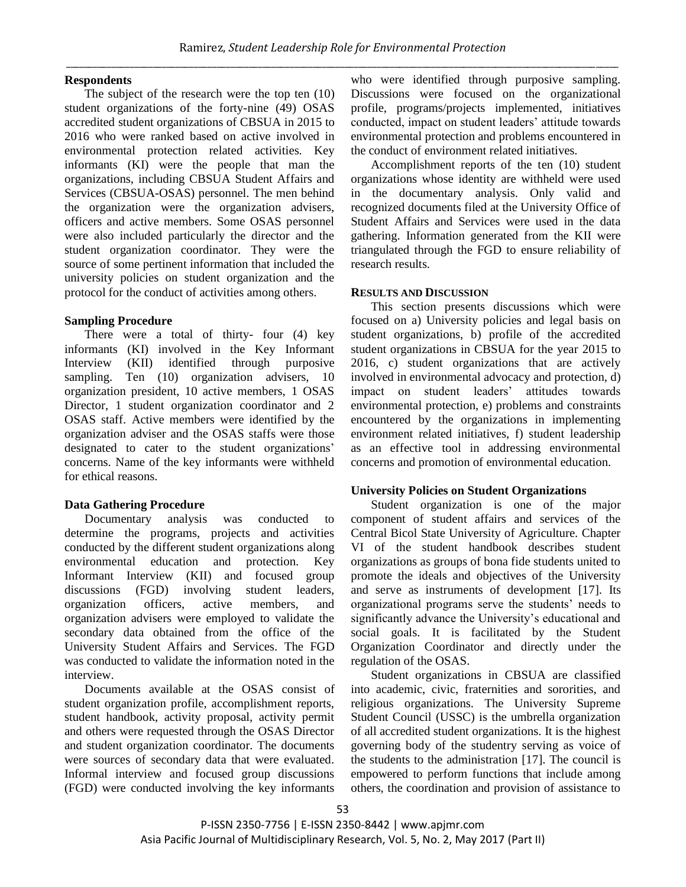### Respondents

The subject of the research were the top ten (10) student organizations of the forty-nine (49) OSAS accredited student organizations of CBSUA in 2015 to 2016 who were ranked based on active involved in environmental protection related activities. Key informants (KI) were the people that man the organizations, including CBSUA Student Affairs and Services (CBSUA-OSAS) personnel. The men behind the organization were the organization advisers, officers and active members. Some OSAS personnel were also included particularly the director and the student organization coordinator. They were the source of some pertinent information that included the university policies on student organization and the protocol for the conduct of activities among others.

### Sampling Procedure

There were a total of thirty- four (4) key informants (KI) involved in the Key Informant Interview (KII) identified through purposive sampling. Ten (10) organization advisers, 10 organization president, 10 active members, 1 OSAS Director, 1 student organization coordinator and 2 OSAS staff. Active members were identified by the organization adviser and the OSAS staffs were those designated to cater to the student organizations' concerns. Name of the key informants were withheld for ethical reasons.

### Data Gathering Procedure

Documentary analysis was conducted to determine the programs, projects and activities conducted by the different student organizations along environmental education and protection. Key Informant Interview (KII) and focused group discussions (FGD) involving student leaders, organization officers, active members, and organization advisers were employed to validate the secondary data obtained from the office of the University Student Affairs and Services. The FGD was conducted to validate the information noted in the interview.

Documents available at the OSAS consist of student organization profile, accomplishment reports, student handbook, activity proposal, activity permit and others were requested through the OSAS Director and student organization coordinator. The documents were sources of secondary data that were evaluated. Informal interview and focused group discussions (FGD) were conducted involving the key informants who were identified through purposive sampling. Discussions were focused on the organizational profile, programs/projects implemented, initiatives conducted, impact on student leaders' attitude towards environmental protection and problems encountered in the conduct of environment related initiatives.

Accomplishment reports of the ten (10) student organizations whose identity are withheld were used in the documentary analysis. Only valid and recognized documents filed at the University Office of Student Affairs and Services were used in the data gathering. Information generated from the KII were triangulated through the FGD to ensure reliability of research results.

## RESULTS AND DISCUSSION

This section presents discussions which were focused on a) University policies and legal basis on student organizations, b) profile of the accredited student organizations in CBSUA for the year 2015 to 2016, c) student organizations that are actively involved in environmental advocacy and protection, d) impact on student leaders' attitudes towards environmental protection, e) problems and constraints encountered by the organizations in implementing environment related initiatives, f) student leadership as an effective tool in addressing environmental concerns and promotion of environmental education.

### University Policies on Student Organizations

Student organization is one of the major component of student affairs and services of the Central Bicol State University of Agriculture. Chapter VI of the student handbook describes student organizations as groups of bona fide students united to promote the ideals and objectives of the University and serve as instruments of development [17]. Its organizational programs serve the students' needs to significantly advance the University's educational and social goals. It is facilitated by the Student Organization Coordinator and directly under the regulation of the OSAS.

Student organizations in CBSUA are classified into academic, civic, fraternities and sororities, and religious organizations. The University Supreme Student Council (USSC) is the umbrella organization of all accredited student organizations. It is the highest governing body of the studentry serving as voice of the students to the administration [17]. The council is empowered to perform functions that include among others, the coordination and provision of assistance to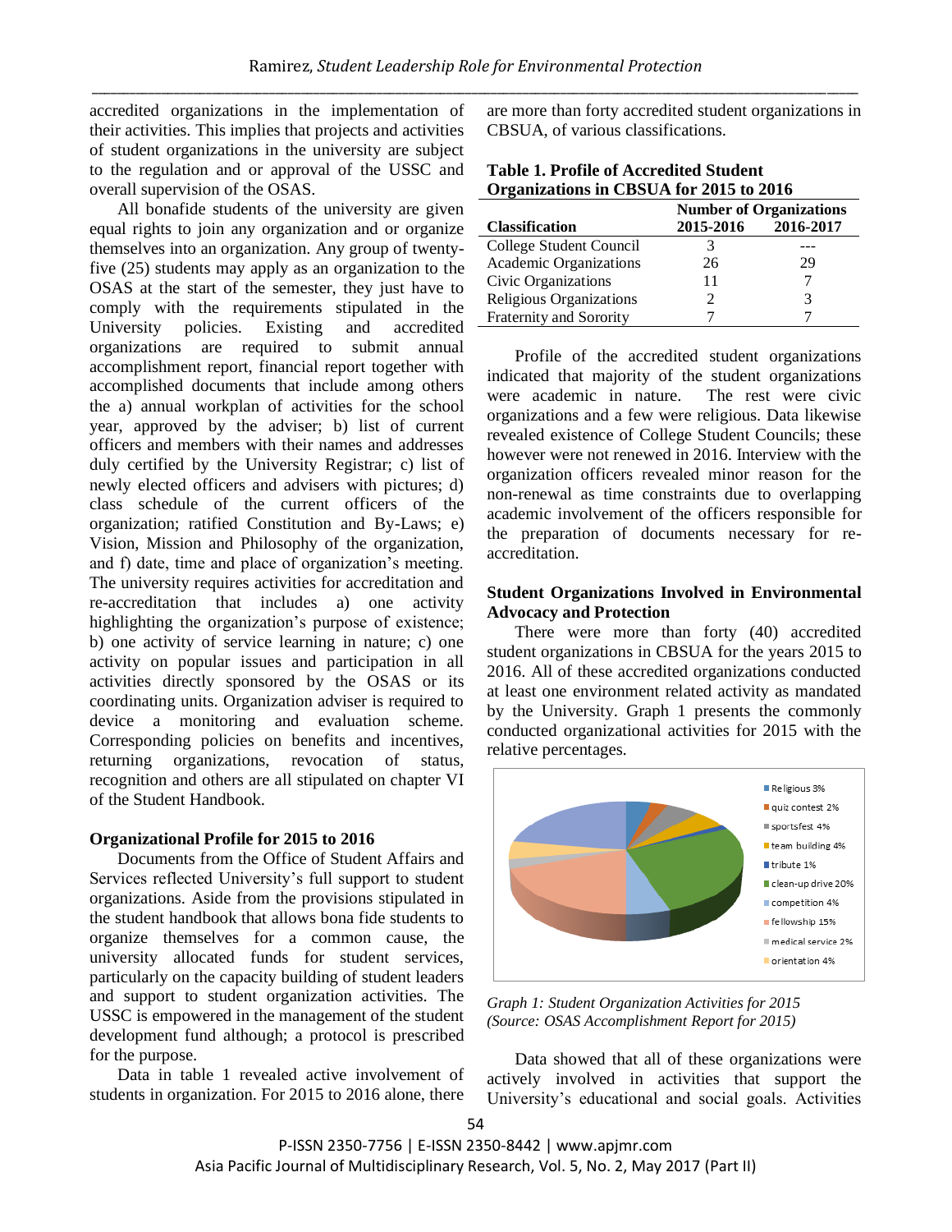accredited organizations in the implementation of their activities. This implies that projects and activities of student organizations in the university are subject to the regulation and or approval of the USSC and overall supervision of the OSAS.

All bonafide students of the university are given equal rights to join any organization and or organize themselves into an organization. Any group of twenty-five (25) students may apply as an organization to the OSAS at the start of the semester, they just have to comply with the requirements stipulated in the University policies. Existing and accredited organizations are required to submit annual accomplishment report, financial report together with accomplished documents that include among others the a) annual workplan of activities for the school year, approved by the adviser; b) list of current officers and members with their names and addresses duly certified by the University Registrar; c) list of newly elected officers and advisers with pictures; d) class schedule of the current officers of the organization; ratified Constitution and By-Laws; e) Vision, Mission and Philosophy of the organization, and f) date, time and place of organization's meeting. The university requires activities for accreditation and re-accreditation that includes a) one activity highlighting the organization's purpose of existence; b) one activity of service learning in nature; c) one activity on popular issues and participation in all activities directly sponsored by the OSAS or its coordinating units. Organization adviser is required to device a monitoring and evaluation scheme. Corresponding policies on benefits and incentives, returning organizations, revocation of status, recognition and others are all stipulated on chapter VI of the Student Handbook.

## Organizational Profile for 2015 to 2016

Documents from the Office of Student Affairs and Services reflected University's full support to student organizations. Aside from the provisions stipulated in the student handbook that allows bona fide students to organize themselves for a common cause, the university allocated funds for student services, particularly on the capacity building of student leaders and support to student organization activities. The USSC is empowered in the management of the student development fund although; a protocol is prescribed for the purpose.

Data in table 1 revealed active involvement of students in organization. For 2015 to 2016 alone, there are more than forty accredited student organizations in CBSUA, of various classifications.

**Table 1. Profile of Accredited Student Organizations in CBSUA for 2015 to 2016**

| Classification | Number of Organizations | |
|---|---|---|
| | 2015-2016 | 2016-2017 |
| College Student Council | 3 | --- |
| Academic Organizations | 26 | 29 |
| Civic Organizations | 11 | 7 |
| Religious Organizations | 2 | 3 |
| Fraternity and Sorority | 7 | 7 |

Profile of the accredited student organizations indicated that majority of the student organizations were academic in nature. The rest were civic organizations and a few were religious. Data likewise revealed existence of College Student Councils; these however were not renewed in 2016. Interview with the organization officers revealed minor reason for the non-renewal as time constraints due to overlapping academic involvement of the officers responsible for the preparation of documents necessary for re-accreditation.

## Student Organizations Involved in Environmental Advocacy and Protection

There were more than forty (40) accredited student organizations in CBSUA for the years 2015 to 2016. All of these accredited organizations conducted at least one environment related activity as mandated by the University. Graph 1 presents the commonly conducted organizational activities for 2015 with the relative percentages.

Religious 3%
quiz contest 2%
sportsfest 4%
team building 4%
tribute 1%
clean-up drive 20%
competition 4%
fellowship 15%
medical service 2%
orientation 4%

*Graph 1: Student Organization Activities for 2015 (Source: OSAS Accomplishment Report for 2015)*

Data showed that all of these organizations were actively involved in activities that support the University's educational and social goals. Activities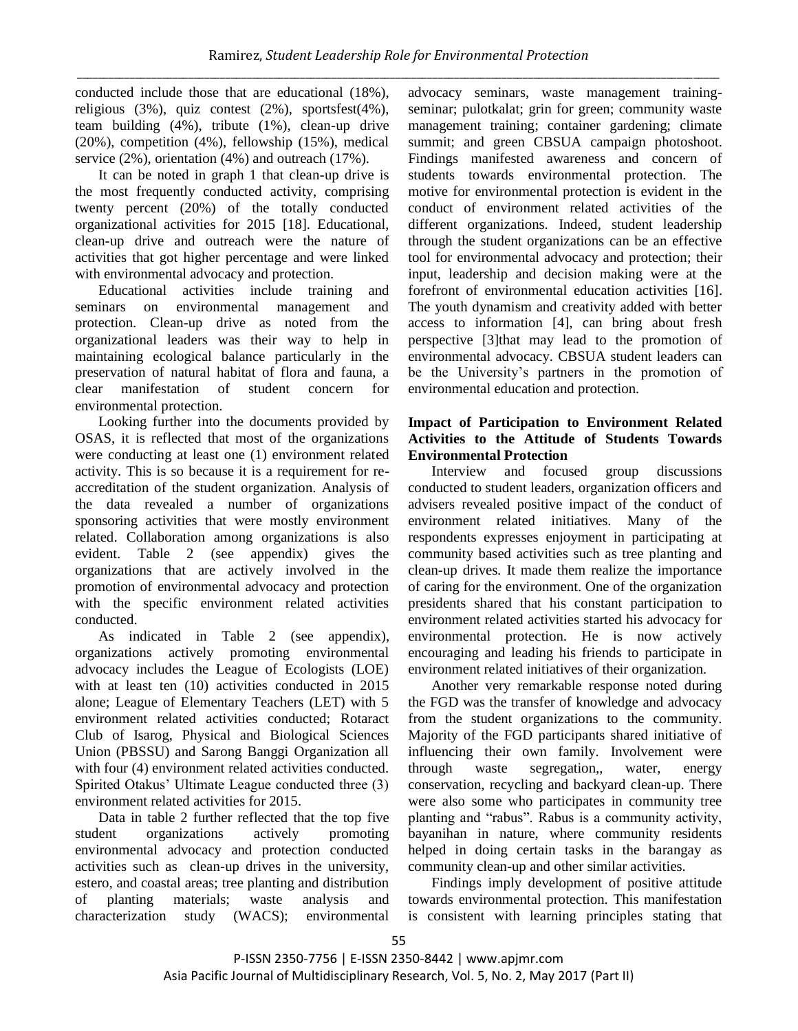conducted include those that are educational (18%), religious (3%), quiz contest (2%), sportsfest(4%), team building (4%), tribute (1%), clean-up drive (20%), competition (4%), fellowship (15%), medical service (2%), orientation (4%) and outreach (17%).

It can be noted in graph 1 that clean-up drive is the most frequently conducted activity, comprising twenty percent (20%) of the totally conducted organizational activities for 2015 [18]. Educational, clean-up drive and outreach were the nature of activities that got higher percentage and were linked with environmental advocacy and protection.

Educational activities include training and seminars on environmental management and protection. Clean-up drive as noted from the organizational leaders was their way to help in maintaining ecological balance particularly in the preservation of natural habitat of flora and fauna, a clear manifestation of student concern for environmental protection.

Looking further into the documents provided by OSAS, it is reflected that most of the organizations were conducting at least one (1) environment related activity. This is so because it is a requirement for re-accreditation of the student organization. Analysis of the data revealed a number of organizations sponsoring activities that were mostly environment related. Collaboration among organizations is also evident. Table 2 (see appendix) gives the organizations that are actively involved in the promotion of environmental advocacy and protection with the specific environment related activities conducted.

As indicated in Table 2 (see appendix), organizations actively promoting environmental advocacy includes the League of Ecologists (LOE) with at least ten (10) activities conducted in 2015 alone; League of Elementary Teachers (LET) with 5 environment related activities conducted; Rotaract Club of Isarog, Physical and Biological Sciences Union (PBSSU) and Sarong Banggi Organization all with four (4) environment related activities conducted. Spirited Otakus' Ultimate League conducted three (3) environment related activities for 2015.

Data in table 2 further reflected that the top five student organizations actively promoting environmental advocacy and protection conducted activities such as clean-up drives in the university, estero, and coastal areas; tree planting and distribution of planting materials; waste analysis and characterization study (WACS); environmental advocacy seminars, waste management training-seminar; pulotkalat; grin for green; community waste management training; container gardening; climate summit; and green CBSUA campaign photoshoot. Findings manifested awareness and concern of students towards environmental protection. The motive for environmental protection is evident in the conduct of environment related activities of the different organizations. Indeed, student leadership through the student organizations can be an effective tool for environmental advocacy and protection; their input, leadership and decision making were at the forefront of environmental education activities [16]. The youth dynamism and creativity added with better access to information [4], can bring about fresh perspective [3]that may lead to the promotion of environmental advocacy. CBSUA student leaders can be the University's partners in the promotion of environmental education and protection.

**Impact of Participation to Environment Related Activities to the Attitude of Students Towards Environmental Protection**

Interview and focused group discussions conducted to student leaders, organization officers and advisers revealed positive impact of the conduct of environment related initiatives. Many of the respondents expresses enjoyment in participating at community based activities such as tree planting and clean-up drives. It made them realize the importance of caring for the environment. One of the organization presidents shared that his constant participation to environment related activities started his advocacy for environmental protection. He is now actively encouraging and leading his friends to participate in environment related initiatives of their organization.

Another very remarkable response noted during the FGD was the transfer of knowledge and advocacy from the student organizations to the community. Majority of the FGD participants shared initiative of influencing their own family. Involvement were through waste segregation,, water, energy conservation, recycling and backyard clean-up. There were also some who participates in community tree planting and "rabus". Rabus is a community activity, bayanihan in nature, where community residents helped in doing certain tasks in the barangay as community clean-up and other similar activities.

Findings imply development of positive attitude towards environmental protection. This manifestation is consistent with learning principles stating that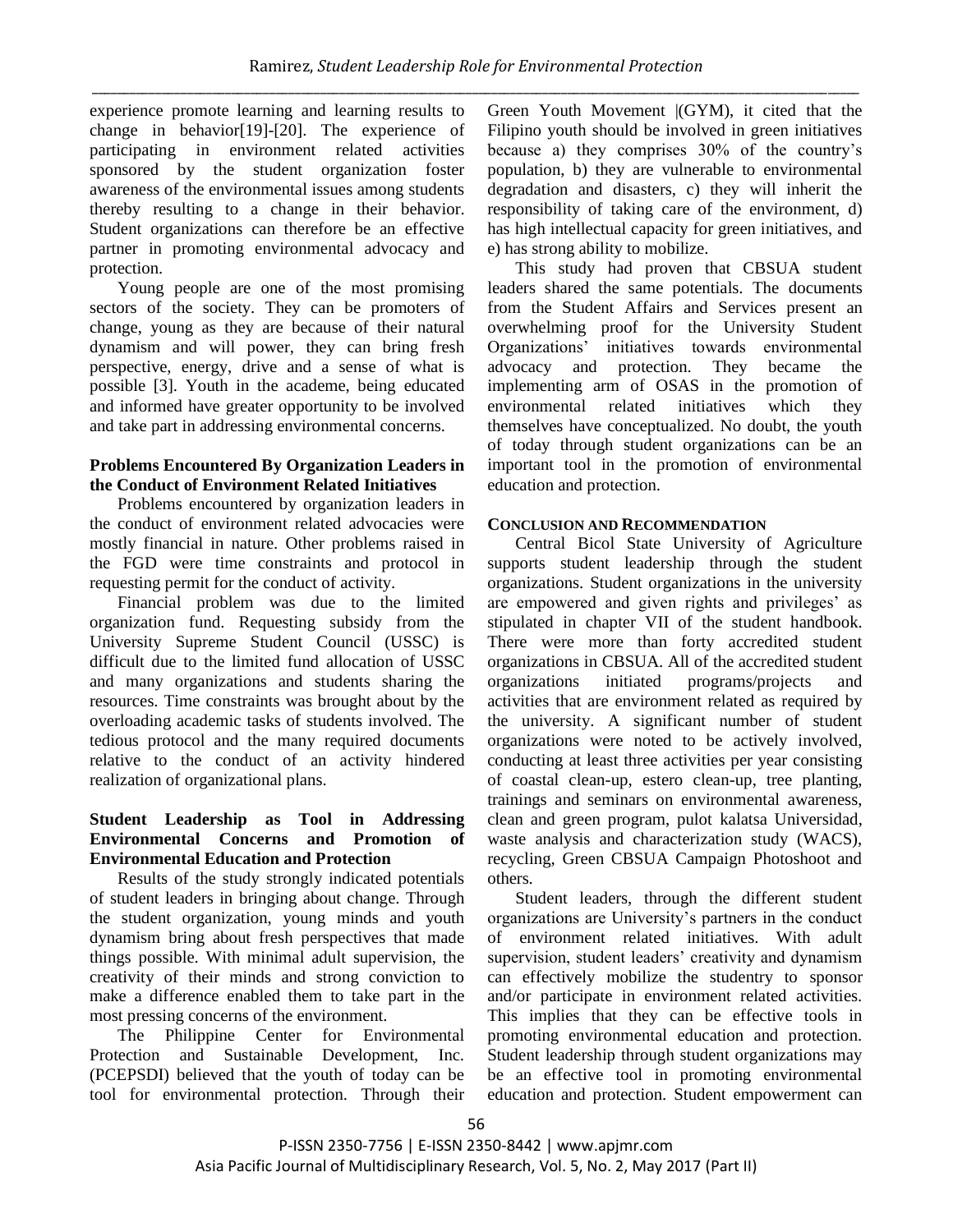experience promote learning and learning results to change in behavior[19]-[20]. The experience of participating in environment related activities sponsored by the student organization foster awareness of the environmental issues among students thereby resulting to a change in their behavior. Student organizations can therefore be an effective partner in promoting environmental advocacy and protection.

Young people are one of the most promising sectors of the society. They can be promoters of change, young as they are because of their natural dynamism and will power, they can bring fresh perspective, energy, drive and a sense of what is possible [3]. Youth in the academe, being educated and informed have greater opportunity to be involved and take part in addressing environmental concerns.

### Problems Encountered By Organization Leaders in the Conduct of Environment Related Initiatives

Problems encountered by organization leaders in the conduct of environment related advocacies were mostly financial in nature. Other problems raised in the FGD were time constraints and protocol in requesting permit for the conduct of activity.

Financial problem was due to the limited organization fund. Requesting subsidy from the University Supreme Student Council (USSC) is difficult due to the limited fund allocation of USSC and many organizations and students sharing the resources. Time constraints was brought about by the overloading academic tasks of students involved. The tedious protocol and the many required documents relative to the conduct of an activity hindered realization of organizational plans.

### Student Leadership as Tool in Addressing Environmental Concerns and Promotion of Environmental Education and Protection

Results of the study strongly indicated potentials of student leaders in bringing about change. Through the student organization, young minds and youth dynamism bring about fresh perspectives that made things possible. With minimal adult supervision, the creativity of their minds and strong conviction to make a difference enabled them to take part in the most pressing concerns of the environment.

The Philippine Center for Environmental Protection and Sustainable Development, Inc. (PCEPSDI) believed that the youth of today can be tool for environmental protection. Through their Green Youth Movement |(GYM), it cited that the Filipino youth should be involved in green initiatives because a) they comprises 30% of the country's population, b) they are vulnerable to environmental degradation and disasters, c) they will inherit the responsibility of taking care of the environment, d) has high intellectual capacity for green initiatives, and e) has strong ability to mobilize.

This study had proven that CBSUA student leaders shared the same potentials. The documents from the Student Affairs and Services present an overwhelming proof for the University Student Organizations' initiatives towards environmental advocacy and protection. They became the implementing arm of OSAS in the promotion of environmental related initiatives which they themselves have conceptualized. No doubt, the youth of today through student organizations can be an important tool in the promotion of environmental education and protection.

## CONCLUSION AND RECOMMENDATION

Central Bicol State University of Agriculture supports student leadership through the student organizations. Student organizations in the university are empowered and given rights and privileges' as stipulated in chapter VII of the student handbook. There were more than forty accredited student organizations in CBSUA. All of the accredited student organizations initiated programs/projects and activities that are environment related as required by the university. A significant number of student organizations were noted to be actively involved, conducting at least three activities per year consisting of coastal clean-up, estero clean-up, tree planting, trainings and seminars on environmental awareness, clean and green program, pulot kalatsa Universidad, waste analysis and characterization study (WACS), recycling, Green CBSUA Campaign Photoshoot and others.

Student leaders, through the different student organizations are University's partners in the conduct of environment related initiatives. With adult supervision, student leaders' creativity and dynamism can effectively mobilize the studentry to sponsor and/or participate in environment related activities. This implies that they can be effective tools in promoting environmental education and protection. Student leadership through student organizations may be an effective tool in promoting environmental education and protection. Student empowerment can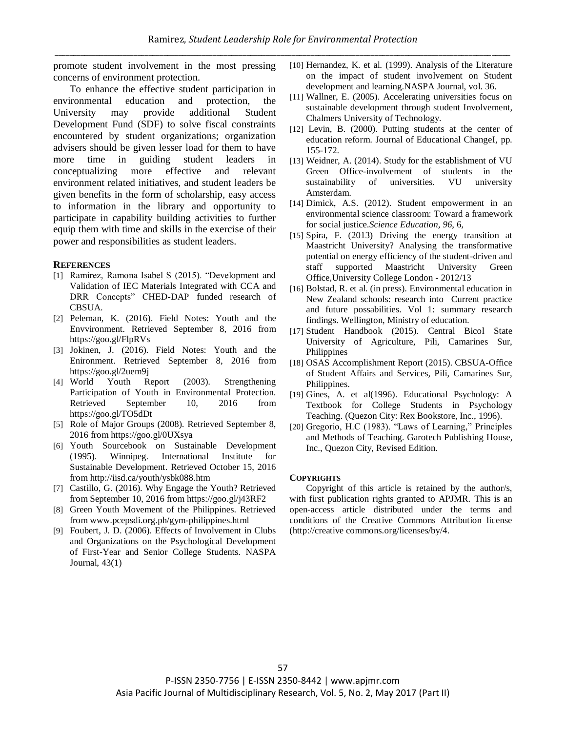promote student involvement in the most pressing concerns of environment protection.

To enhance the effective student participation in environmental education and protection, the University may provide additional Student Development Fund (SDF) to solve fiscal constraints encountered by student organizations; organization advisers should be given lesser load for them to have more time in guiding student leaders in conceptualizing more effective and relevant environment related initiatives, and student leaders be given benefits in the form of scholarship, easy access to information in the library and opportunity to participate in capability building activities to further equip them with time and skills in the exercise of their power and responsibilities as student leaders.

## REFERENCES

[1] Ramirez, Ramona Isabel S (2015). "Development and Validation of IEC Materials Integrated with CCA and DRR Concepts" CHED-DAP funded research of CBSUA.

[2] Peleman, K. (2016). Field Notes: Youth and the Envvironment. Retrieved September 8, 2016 from https://goo.gl/FlpRVs

[3] Jokinen, J. (2016). Field Notes: Youth and the Enironment. Retrieved September 8, 2016 from https://goo.gl/2uem9j

[4] World Youth Report (2003). Strengthening Participation of Youth in Environmental Protection. Retrieved September 10, 2016 from https://goo.gl/TO5dDt

[5] Role of Major Groups (2008). Retrieved September 8, 2016 from https://goo.gl/0UXsya

[6] Youth Sourcebook on Sustainable Development (1995). Winnipeg. International Institute for Sustainable Development. Retrieved October 15, 2016 from http://iisd.ca/youth/ysbk088.htm

[7] Castillo, G. (2016). Why Engage the Youth? Retrieved from September 10, 2016 from https://goo.gl/j43RF2

[8] Green Youth Movement of the Philippines. Retrieved from www.pcepsdi.org.ph/gym-philippines.html

[9] Foubert, J. D. (2006). Effects of Involvement in Clubs and Organizations on the Psychological Development of First-Year and Senior College Students. NASPA Journal, 43(1)

[10] Hernandez, K. et al. (1999). Analysis of the Literature on the impact of student involvement on Student development and learning.NASPA Journal, vol. 36.

[11] Wallner, E. (2005). Accelerating universities focus on sustainable development through student Involvement, Chalmers University of Technology.

[12] Levin, B. (2000). Putting students at the center of education reform. Journal of Educational ChangeI, pp. 155-172.

[13] Weidner, A. (2014). Study for the establishment of VU Green Office-involvement of students in the sustainability of universities. VU university Amsterdam.

[14] Dimick, A.S. (2012). Student empowerment in an environmental science classroom: Toward a framework for social justice.*Science Education, 96*, 6,

[15] Spira, F. (2013) Driving the energy transition at Maastricht University? Analysing the transformative potential on energy efficiency of the student-driven and staff supported Maastricht University Green Office,University College London - 2012/13

[16] Bolstad, R. et al. (in press). Environmental education in New Zealand schools: research into Current practice and future possabilities. Vol 1: summary research findings. Wellington, Ministry of education.

[17] Student Handbook (2015). Central Bicol State University of Agriculture, Pili, Camarines Sur, Philippines

[18] OSAS Accomplishment Report (2015). CBSUA-Office of Student Affairs and Services, Pili, Camarines Sur, Philippines.

[19] Gines, A. et al(1996). Educational Psychology: A Textbook for College Students in Psychology Teaching. (Quezon City: Rex Bookstore, Inc., 1996).

[20] Gregorio, H.C (1983). "Laws of Learning," Principles and Methods of Teaching. Garotech Publishing House, Inc., Quezon City, Revised Edition.

## COPYRIGHTS

Copyright of this article is retained by the author/s, with first publication rights granted to APJMR. This is an open-access article distributed under the terms and conditions of the Creative Commons Attribution license (http://creative commons.org/licenses/by/4.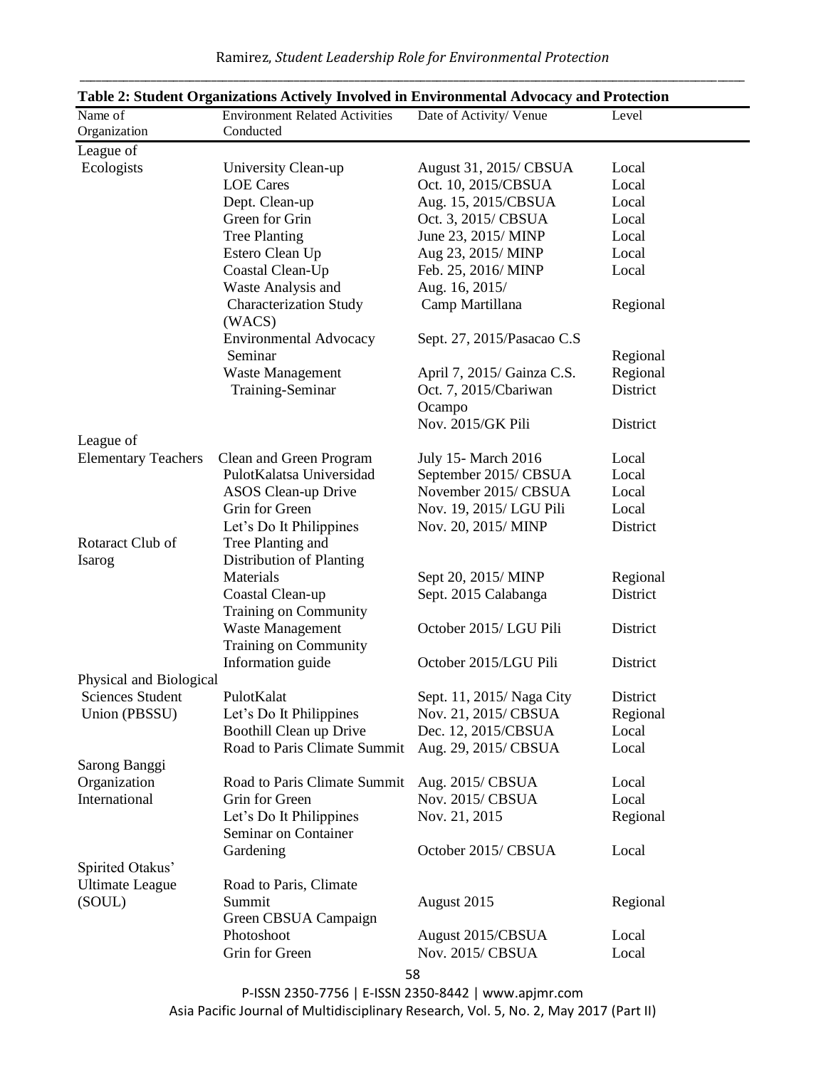**Table 2: Student Organizations Actively Involved in Environmental Advocacy and Protection**

| Name of Organization | Environment Related Activities Conducted | Date of Activity/ Venue | Level |
|---|---|---|---|
| League of Ecologists | University Clean-up | August 31, 2015/ CBSUA | Local |
| | LOE Cares | Oct. 10, 2015/CBSUA | Local |
| | Dept. Clean-up | Aug. 15, 2015/CBSUA | Local |
| | Green for Grin | Oct. 3, 2015/ CBSUA | Local |
| | Tree Planting | June 23, 2015/ MINP | Local |
| | Estero Clean Up | Aug 23, 2015/ MINP | Local |
| | Coastal Clean-Up | Feb. 25, 2016/ MINP | Local |
| | Waste Analysis and Characterization Study (WACS) | Aug. 16, 2015/ Camp Martillana | Regional |
| | Environmental Advocacy Seminar | Sept. 27, 2015/Pasacao C.S | Regional |
| | Waste Management Training-Seminar | April 7, 2015/ Gainza C.S. | Regional |
| | | Oct. 7, 2015/Cbariwan Ocampo | District |
| | | Nov. 2015/GK Pili | District |
| League of Elementary Teachers | Clean and Green Program | July 15- March 2016 | Local |
| | PulotKalatsa Universidad | September 2015/ CBSUA | Local |
| | ASOS Clean-up Drive | November 2015/ CBSUA | Local |
| | Grin for Green | Nov. 19, 2015/ LGU Pili | Local |
| | Let's Do It Philippines | Nov. 20, 2015/ MINP | District |
| Rotaract Club of Isarog | Tree Planting and Distribution of Planting Materials | Sept 20, 2015/ MINP | Regional |
| | Coastal Clean-up | Sept. 2015 Calabanga | District |
| | Training on Community Waste Management | October 2015/ LGU Pili | District |
| | Training on Community Information guide | October 2015/LGU Pili | District |
| Physical and Biological Sciences Student Union (PBSSU) | PulotKalat | Sept. 11, 2015/ Naga City | District |
| | Let's Do It Philippines | Nov. 21, 2015/ CBSUA | Regional |
| | Boothill Clean up Drive | Dec. 12, 2015/CBSUA | Local |
| | Road to Paris Climate Summit | Aug. 29, 2015/ CBSUA | Local |
| Sarong Banggi Organization International | Road to Paris Climate Summit | Aug. 2015/ CBSUA | Local |
| | Grin for Green | Nov. 2015/ CBSUA | Local |
| | Let's Do It Philippines | Nov. 21, 2015 | Regional |
| | Seminar on Container Gardening | October 2015/ CBSUA | Local |
| Spirited Otakus' Ultimate League (SOUL) | Road to Paris, Climate Summit | August 2015 | Regional |
| | Green CBSUA Campaign Photoshoot | August 2015/CBSUA | Local |
| | Grin for Green | Nov. 2015/ CBSUA | Local |